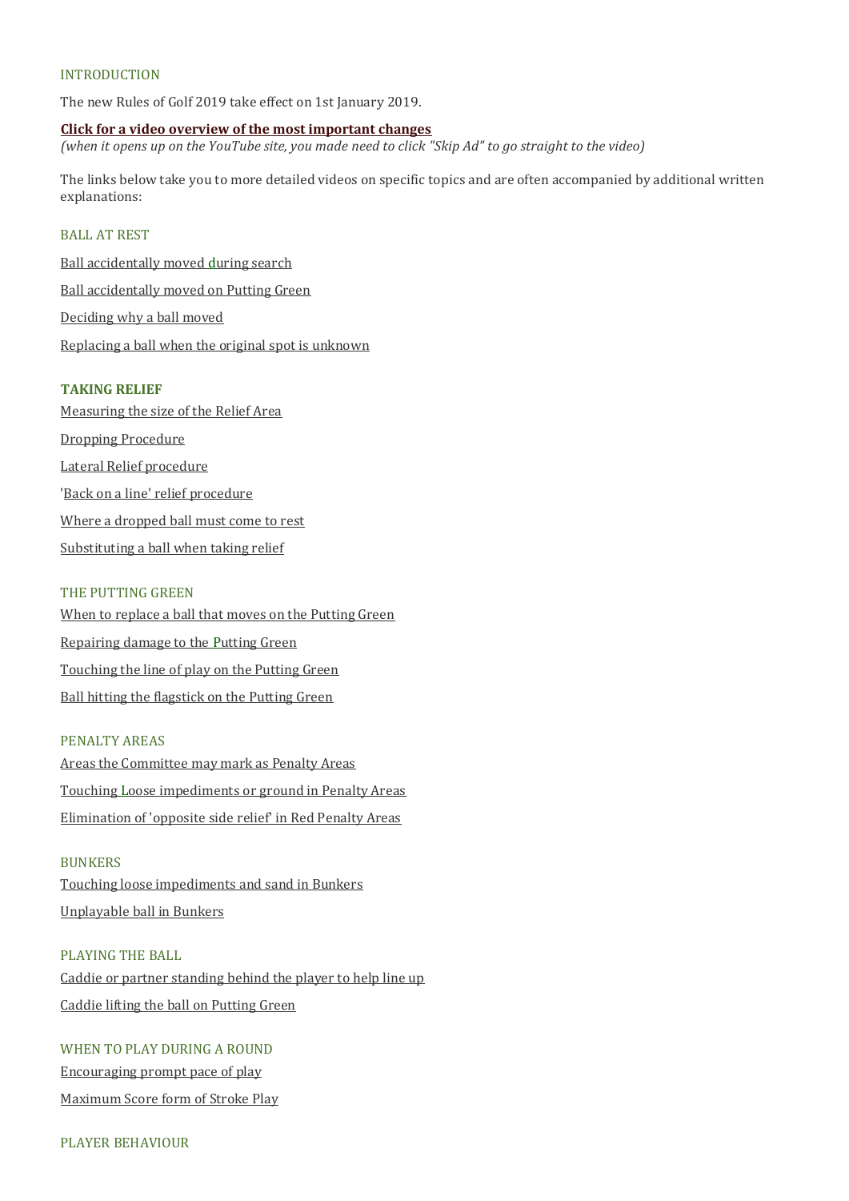## INTRODUCTION

The new Rules of Golf 2019 take effect on 1st January 2019.

**Click for a video overview of the most important changes**
*(when it opens up on the YouTube site, you made need to click "Skip Ad" to go straight to the video)*

The links below take you to more detailed videos on specific topics and are often accompanied by additional written explanations:

## BALL AT REST

Ball accidentally moved during search

Ball accidentally moved on Putting Green

Deciding why a ball moved

Replacing a ball when the original spot is unknown

## TAKING RELIEF

Measuring the size of the Relief Area

Dropping Procedure

Lateral Relief procedure

'Back on a line' relief procedure

Where a dropped ball must come to rest

Substituting a ball when taking relief

## THE PUTTING GREEN

When to replace a ball that moves on the Putting Green

Repairing damage to the Putting Green

Touching the line of play on the Putting Green

Ball hitting the flagstick on the Putting Green

## PENALTY AREAS

Areas the Committee may mark as Penalty Areas

Touching Loose impediments or ground in Penalty Areas

Elimination of 'opposite side relief' in Red Penalty Areas

## BUNKERS

Touching loose impediments and sand in Bunkers

Unplayable ball in Bunkers

## PLAYING THE BALL

Caddie or partner standing behind the player to help line up

Caddie lifting the ball on Putting Green

## WHEN TO PLAY DURING A ROUND

Encouraging prompt pace of play

Maximum Score form of Stroke Play

## PLAYER BEHAVIOUR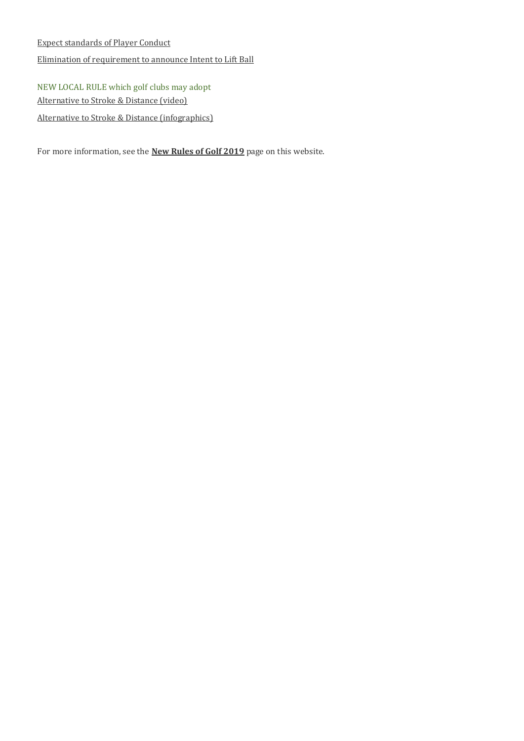Expect standards of Player Conduct

Elimination of requirement to announce Intent to Lift Ball

NEW LOCAL RULE which golf clubs may adopt

Alternative to Stroke & Distance (video)

Alternative to Stroke & Distance (infographics)

For more information, see the **New Rules of Golf 2019** page on this website.